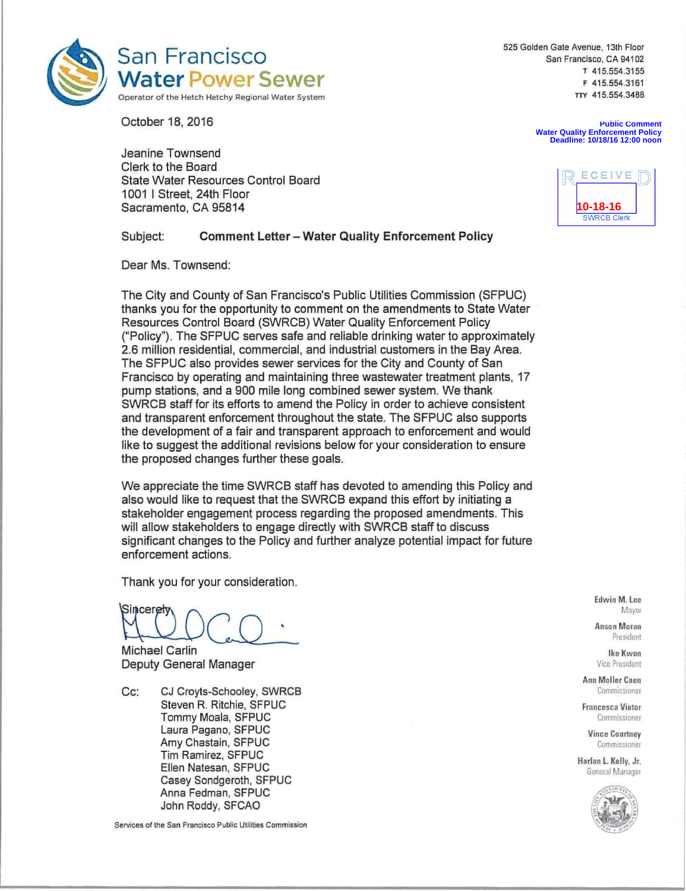San Francisco Water Power Sewer

Operator of the Hetch Hetchy Regional Water System

525 Golden Gate Avenue, 13th Floor
San Francisco, CA 94102
T 415.554.3155
F 415.554.3161
TTY 415.554.3488

**Public Comment**
**Water Quality Enforcement Policy**
**Deadline: 10/18/16 12:00 noon**

RECEIVED
**10-18-16**
SWRCB Clerk

October 18, 2016

Jeanine Townsend
Clerk to the Board
State Water Resources Control Board
1001 I Street, 24th Floor
Sacramento, CA 95814

Subject: **Comment Letter – Water Quality Enforcement Policy**

Dear Ms. Townsend:

The City and County of San Francisco's Public Utilities Commission (SFPUC) thanks you for the opportunity to comment on the amendments to State Water Resources Control Board (SWRCB) Water Quality Enforcement Policy ("Policy"). The SFPUC serves safe and reliable drinking water to approximately 2.6 million residential, commercial, and industrial customers in the Bay Area. The SFPUC also provides sewer services for the City and County of San Francisco by operating and maintaining three wastewater treatment plants, 17 pump stations, and a 900 mile long combined sewer system. We thank SWRCB staff for its efforts to amend the Policy in order to achieve consistent and transparent enforcement throughout the state. The SFPUC also supports the development of a fair and transparent approach to enforcement and would like to suggest the additional revisions below for your consideration to ensure the proposed changes further these goals.

We appreciate the time SWRCB staff has devoted to amending this Policy and also would like to request that the SWRCB expand this effort by initiating a stakeholder engagement process regarding the proposed amendments. This will allow stakeholders to engage directly with SWRCB staff to discuss significant changes to the Policy and further analyze potential impact for future enforcement actions.

Thank you for your consideration.

Sincerely,

Michael Carlin
Deputy General Manager

Cc: CJ Croyts-Schooley, SWRCB
Steven R. Ritchie, SFPUC
Tommy Moala, SFPUC
Laura Pagano, SFPUC
Amy Chastain, SFPUC
Tim Ramirez, SFPUC
Ellen Natesan, SFPUC
Casey Sondgeroth, SFPUC
Anna Fedman, SFPUC
John Roddy, SFCAO

Edwin M. Lee
Mayor

Anson Moran
President

Ike Kwon
Vice President

Ann Moller Caen
Commissioner

Francesca Vietor
Commissioner

Vince Courtney
Commissioner

Harlan L. Kelly, Jr.
General Manager

Services of the San Francisco Public Utilities Commission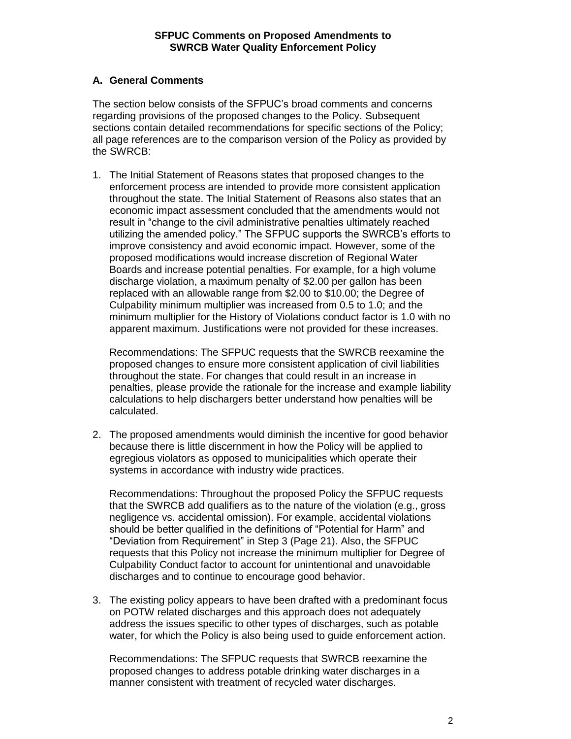**SFPUC Comments on Proposed Amendments to SWRCB Water Quality Enforcement Policy**

## A. General Comments

The section below consists of the SFPUC's broad comments and concerns regarding provisions of the proposed changes to the Policy. Subsequent sections contain detailed recommendations for specific sections of the Policy; all page references are to the comparison version of the Policy as provided by the SWRCB:

1. The Initial Statement of Reasons states that proposed changes to the enforcement process are intended to provide more consistent application throughout the state. The Initial Statement of Reasons also states that an economic impact assessment concluded that the amendments would not result in "change to the civil administrative penalties ultimately reached utilizing the amended policy." The SFPUC supports the SWRCB's efforts to improve consistency and avoid economic impact. However, some of the proposed modifications would increase discretion of Regional Water Boards and increase potential penalties. For example, for a high volume discharge violation, a maximum penalty of $2.00 per gallon has been replaced with an allowable range from $2.00 to $10.00; the Degree of Culpability minimum multiplier was increased from 0.5 to 1.0; and the minimum multiplier for the History of Violations conduct factor is 1.0 with no apparent maximum. Justifications were not provided for these increases.

   Recommendations: The SFPUC requests that the SWRCB reexamine the proposed changes to ensure more consistent application of civil liabilities throughout the state. For changes that could result in an increase in penalties, please provide the rationale for the increase and example liability calculations to help dischargers better understand how penalties will be calculated.

2. The proposed amendments would diminish the incentive for good behavior because there is little discernment in how the Policy will be applied to egregious violators as opposed to municipalities which operate their systems in accordance with industry wide practices.

   Recommendations: Throughout the proposed Policy the SFPUC requests that the SWRCB add qualifiers as to the nature of the violation (e.g., gross negligence vs. accidental omission). For example, accidental violations should be better qualified in the definitions of "Potential for Harm" and "Deviation from Requirement" in Step 3 (Page 21). Also, the SFPUC requests that this Policy not increase the minimum multiplier for Degree of Culpability Conduct factor to account for unintentional and unavoidable discharges and to continue to encourage good behavior.

3. The existing policy appears to have been drafted with a predominant focus on POTW related discharges and this approach does not adequately address the issues specific to other types of discharges, such as potable water, for which the Policy is also being used to guide enforcement action.

   Recommendations: The SFPUC requests that SWRCB reexamine the proposed changes to address potable drinking water discharges in a manner consistent with treatment of recycled water discharges.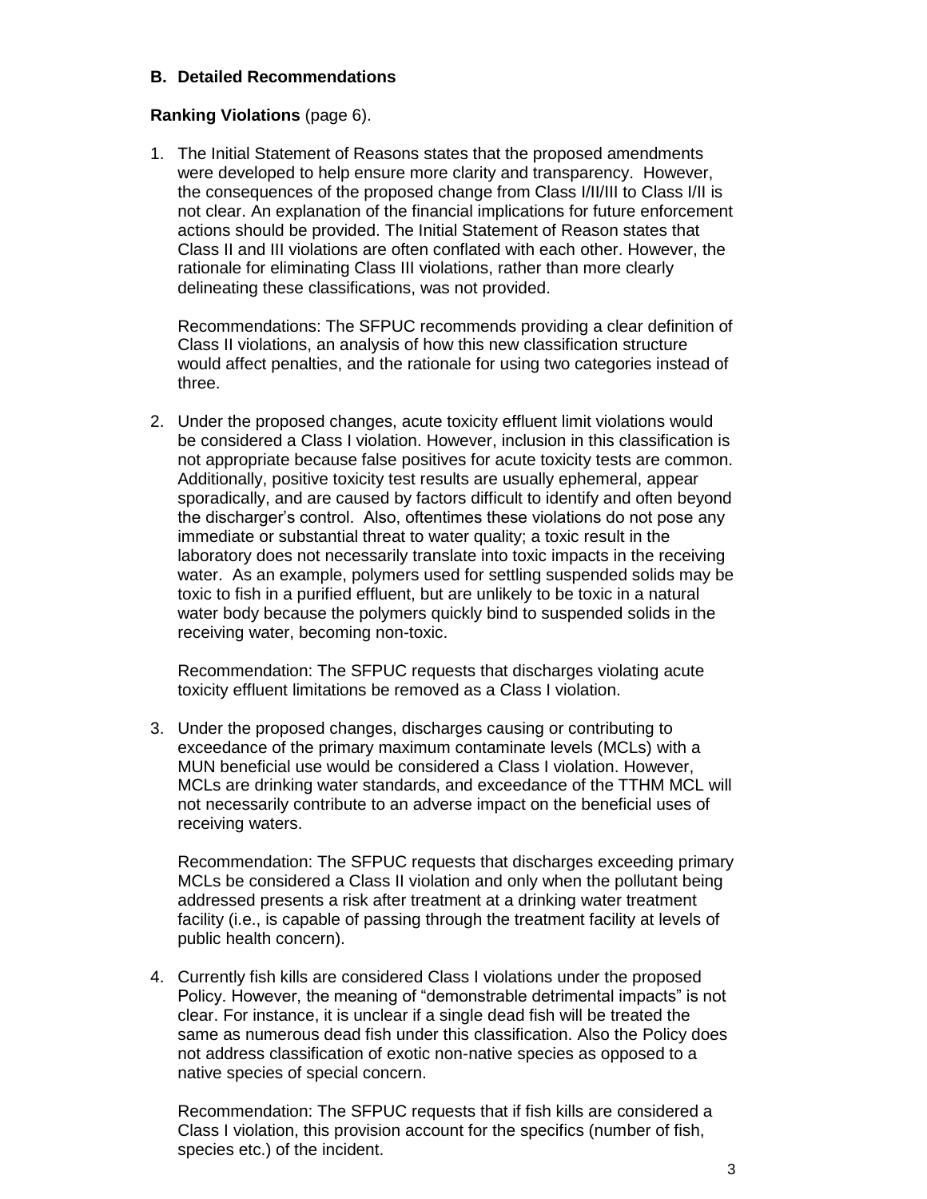## B. Detailed Recommendations

**Ranking Violations** (page 6).

1. The Initial Statement of Reasons states that the proposed amendments were developed to help ensure more clarity and transparency. However, the consequences of the proposed change from Class I/II/III to Class I/II is not clear. An explanation of the financial implications for future enforcement actions should be provided. The Initial Statement of Reason states that Class II and III violations are often conflated with each other. However, the rationale for eliminating Class III violations, rather than more clearly delineating these classifications, was not provided.

   Recommendations: The SFPUC recommends providing a clear definition of Class II violations, an analysis of how this new classification structure would affect penalties, and the rationale for using two categories instead of three.

2. Under the proposed changes, acute toxicity effluent limit violations would be considered a Class I violation. However, inclusion in this classification is not appropriate because false positives for acute toxicity tests are common. Additionally, positive toxicity test results are usually ephemeral, appear sporadically, and are caused by factors difficult to identify and often beyond the discharger's control. Also, oftentimes these violations do not pose any immediate or substantial threat to water quality; a toxic result in the laboratory does not necessarily translate into toxic impacts in the receiving water. As an example, polymers used for settling suspended solids may be toxic to fish in a purified effluent, but are unlikely to be toxic in a natural water body because the polymers quickly bind to suspended solids in the receiving water, becoming non-toxic.

   Recommendation: The SFPUC requests that discharges violating acute toxicity effluent limitations be removed as a Class I violation.

3. Under the proposed changes, discharges causing or contributing to exceedance of the primary maximum contaminate levels (MCLs) with a MUN beneficial use would be considered a Class I violation. However, MCLs are drinking water standards, and exceedance of the TTHM MCL will not necessarily contribute to an adverse impact on the beneficial uses of receiving waters.

   Recommendation: The SFPUC requests that discharges exceeding primary MCLs be considered a Class II violation and only when the pollutant being addressed presents a risk after treatment at a drinking water treatment facility (i.e., is capable of passing through the treatment facility at levels of public health concern).

4. Currently fish kills are considered Class I violations under the proposed Policy. However, the meaning of "demonstrable detrimental impacts" is not clear. For instance, it is unclear if a single dead fish will be treated the same as numerous dead fish under this classification. Also the Policy does not address classification of exotic non-native species as opposed to a native species of special concern.

   Recommendation: The SFPUC requests that if fish kills are considered a Class I violation, this provision account for the specifics (number of fish, species etc.) of the incident.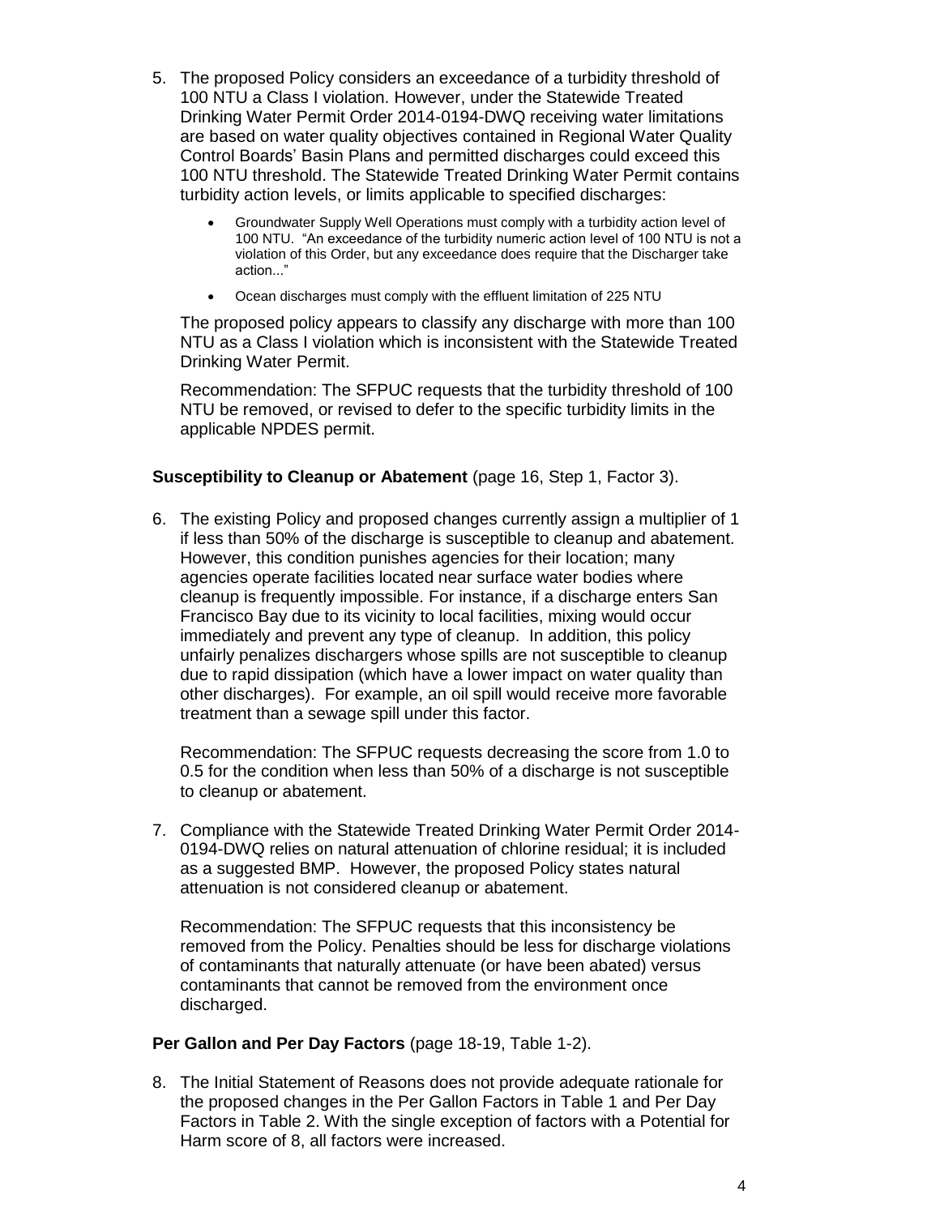5. The proposed Policy considers an exceedance of a turbidity threshold of 100 NTU a Class I violation. However, under the Statewide Treated Drinking Water Permit Order 2014-0194-DWQ receiving water limitations are based on water quality objectives contained in Regional Water Quality Control Boards' Basin Plans and permitted discharges could exceed this 100 NTU threshold. The Statewide Treated Drinking Water Permit contains turbidity action levels, or limits applicable to specified discharges:

   - Groundwater Supply Well Operations must comply with a turbidity action level of 100 NTU. "An exceedance of the turbidity numeric action level of 100 NTU is not a violation of this Order, but any exceedance does require that the Discharger take action..."
   - Ocean discharges must comply with the effluent limitation of 225 NTU

   The proposed policy appears to classify any discharge with more than 100 NTU as a Class I violation which is inconsistent with the Statewide Treated Drinking Water Permit.

   Recommendation: The SFPUC requests that the turbidity threshold of 100 NTU be removed, or revised to defer to the specific turbidity limits in the applicable NPDES permit.

**Susceptibility to Cleanup or Abatement** (page 16, Step 1, Factor 3).

6. The existing Policy and proposed changes currently assign a multiplier of 1 if less than 50% of the discharge is susceptible to cleanup and abatement. However, this condition punishes agencies for their location; many agencies operate facilities located near surface water bodies where cleanup is frequently impossible. For instance, if a discharge enters San Francisco Bay due to its vicinity to local facilities, mixing would occur immediately and prevent any type of cleanup. In addition, this policy unfairly penalizes dischargers whose spills are not susceptible to cleanup due to rapid dissipation (which have a lower impact on water quality than other discharges). For example, an oil spill would receive more favorable treatment than a sewage spill under this factor.

   Recommendation: The SFPUC requests decreasing the score from 1.0 to 0.5 for the condition when less than 50% of a discharge is not susceptible to cleanup or abatement.

7. Compliance with the Statewide Treated Drinking Water Permit Order 2014-0194-DWQ relies on natural attenuation of chlorine residual; it is included as a suggested BMP. However, the proposed Policy states natural attenuation is not considered cleanup or abatement.

   Recommendation: The SFPUC requests that this inconsistency be removed from the Policy. Penalties should be less for discharge violations of contaminants that naturally attenuate (or have been abated) versus contaminants that cannot be removed from the environment once discharged.

**Per Gallon and Per Day Factors** (page 18-19, Table 1-2).

8. The Initial Statement of Reasons does not provide adequate rationale for the proposed changes in the Per Gallon Factors in Table 1 and Per Day Factors in Table 2. With the single exception of factors with a Potential for Harm score of 8, all factors were increased.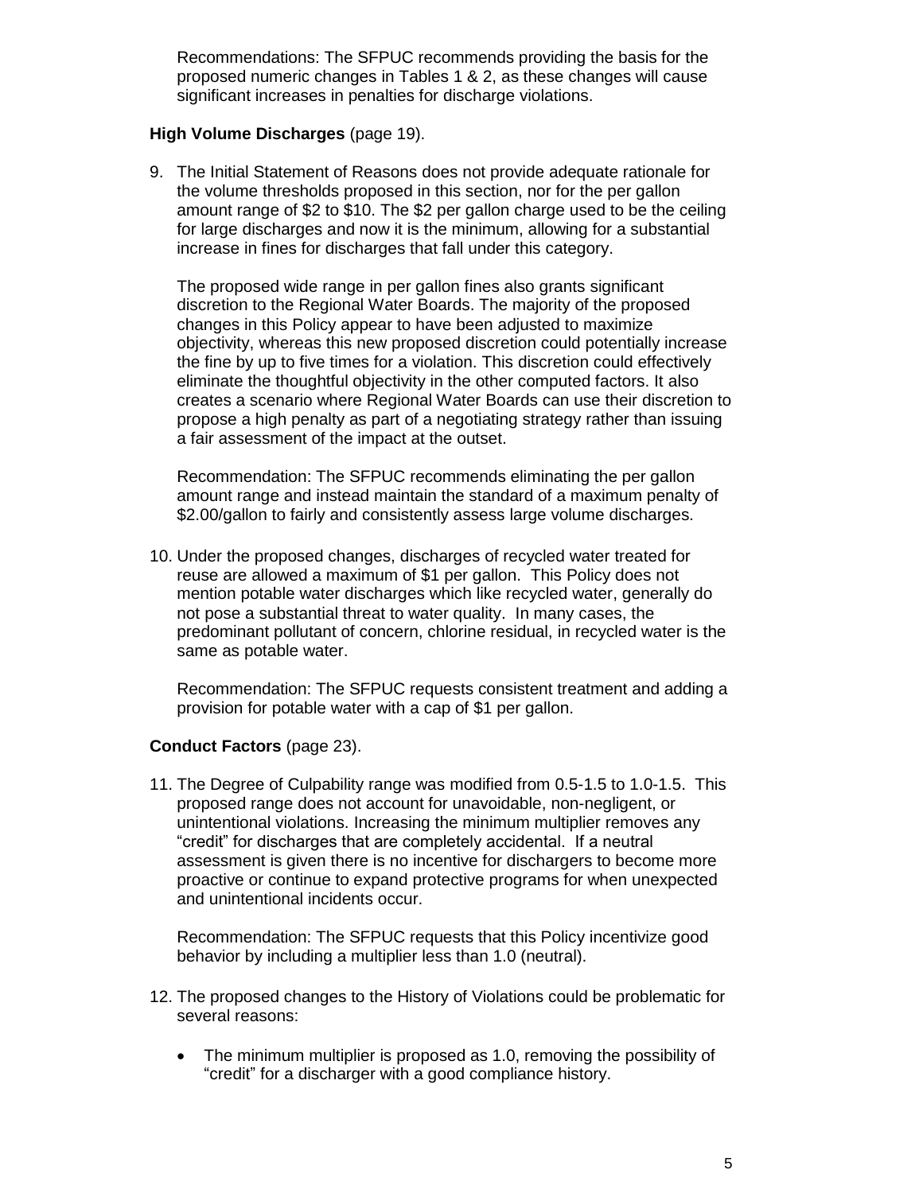Recommendations: The SFPUC recommends providing the basis for the proposed numeric changes in Tables 1 & 2, as these changes will cause significant increases in penalties for discharge violations.

**High Volume Discharges** (page 19).

9. The Initial Statement of Reasons does not provide adequate rationale for the volume thresholds proposed in this section, nor for the per gallon amount range of $2 to $10. The $2 per gallon charge used to be the ceiling for large discharges and now it is the minimum, allowing for a substantial increase in fines for discharges that fall under this category.

   The proposed wide range in per gallon fines also grants significant discretion to the Regional Water Boards. The majority of the proposed changes in this Policy appear to have been adjusted to maximize objectivity, whereas this new proposed discretion could potentially increase the fine by up to five times for a violation. This discretion could effectively eliminate the thoughtful objectivity in the other computed factors. It also creates a scenario where Regional Water Boards can use their discretion to propose a high penalty as part of a negotiating strategy rather than issuing a fair assessment of the impact at the outset.

   Recommendation: The SFPUC recommends eliminating the per gallon amount range and instead maintain the standard of a maximum penalty of $2.00/gallon to fairly and consistently assess large volume discharges.

10. Under the proposed changes, discharges of recycled water treated for reuse are allowed a maximum of $1 per gallon. This Policy does not mention potable water discharges which like recycled water, generally do not pose a substantial threat to water quality. In many cases, the predominant pollutant of concern, chlorine residual, in recycled water is the same as potable water.

    Recommendation: The SFPUC requests consistent treatment and adding a provision for potable water with a cap of $1 per gallon.

**Conduct Factors** (page 23).

11. The Degree of Culpability range was modified from 0.5-1.5 to 1.0-1.5. This proposed range does not account for unavoidable, non-negligent, or unintentional violations. Increasing the minimum multiplier removes any "credit" for discharges that are completely accidental. If a neutral assessment is given there is no incentive for dischargers to become more proactive or continue to expand protective programs for when unexpected and unintentional incidents occur.

    Recommendation: The SFPUC requests that this Policy incentivize good behavior by including a multiplier less than 1.0 (neutral).

12. The proposed changes to the History of Violations could be problematic for several reasons:

    - The minimum multiplier is proposed as 1.0, removing the possibility of "credit" for a discharger with a good compliance history.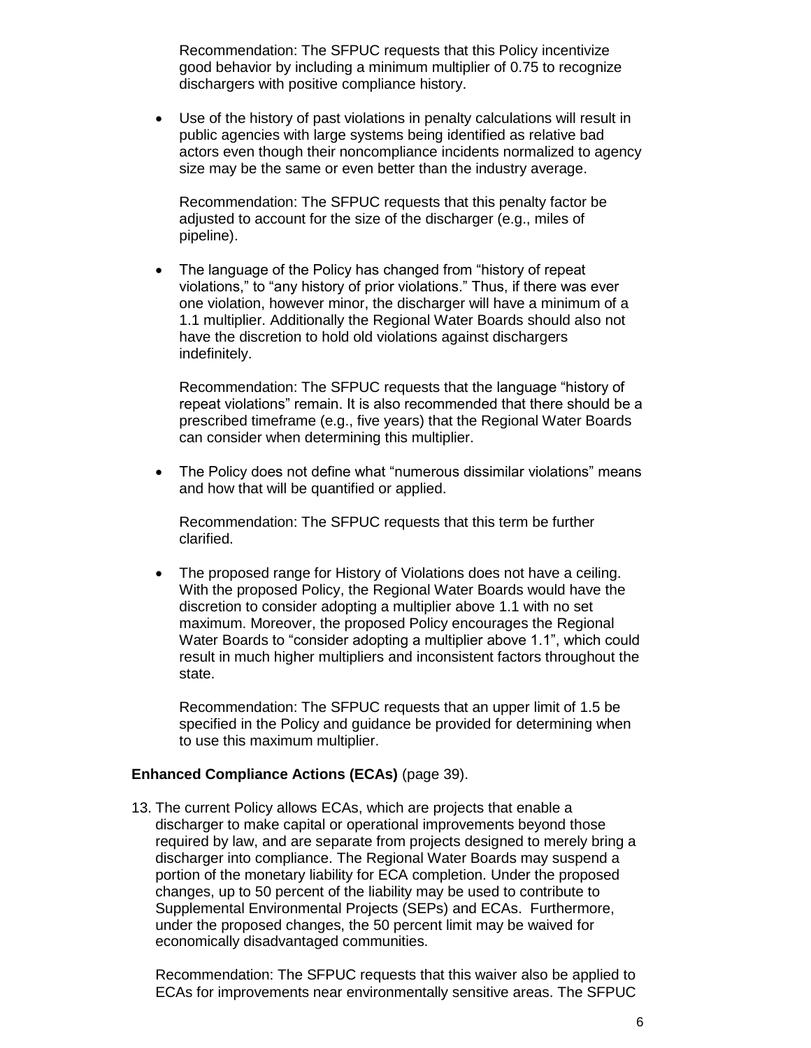Recommendation: The SFPUC requests that this Policy incentivize good behavior by including a minimum multiplier of 0.75 to recognize dischargers with positive compliance history.

- Use of the history of past violations in penalty calculations will result in public agencies with large systems being identified as relative bad actors even though their noncompliance incidents normalized to agency size may be the same or even better than the industry average.

  Recommendation: The SFPUC requests that this penalty factor be adjusted to account for the size of the discharger (e.g., miles of pipeline).

- The language of the Policy has changed from "history of repeat violations," to "any history of prior violations." Thus, if there was ever one violation, however minor, the discharger will have a minimum of a 1.1 multiplier. Additionally the Regional Water Boards should also not have the discretion to hold old violations against dischargers indefinitely.

  Recommendation: The SFPUC requests that the language "history of repeat violations" remain. It is also recommended that there should be a prescribed timeframe (e.g., five years) that the Regional Water Boards can consider when determining this multiplier.

- The Policy does not define what "numerous dissimilar violations" means and how that will be quantified or applied.

  Recommendation: The SFPUC requests that this term be further clarified.

- The proposed range for History of Violations does not have a ceiling. With the proposed Policy, the Regional Water Boards would have the discretion to consider adopting a multiplier above 1.1 with no set maximum. Moreover, the proposed Policy encourages the Regional Water Boards to "consider adopting a multiplier above 1.1", which could result in much higher multipliers and inconsistent factors throughout the state.

  Recommendation: The SFPUC requests that an upper limit of 1.5 be specified in the Policy and guidance be provided for determining when to use this maximum multiplier.

**Enhanced Compliance Actions (ECAs)** (page 39).

13. The current Policy allows ECAs, which are projects that enable a discharger to make capital or operational improvements beyond those required by law, and are separate from projects designed to merely bring a discharger into compliance. The Regional Water Boards may suspend a portion of the monetary liability for ECA completion. Under the proposed changes, up to 50 percent of the liability may be used to contribute to Supplemental Environmental Projects (SEPs) and ECAs. Furthermore, under the proposed changes, the 50 percent limit may be waived for economically disadvantaged communities.

    Recommendation: The SFPUC requests that this waiver also be applied to ECAs for improvements near environmentally sensitive areas. The SFPUC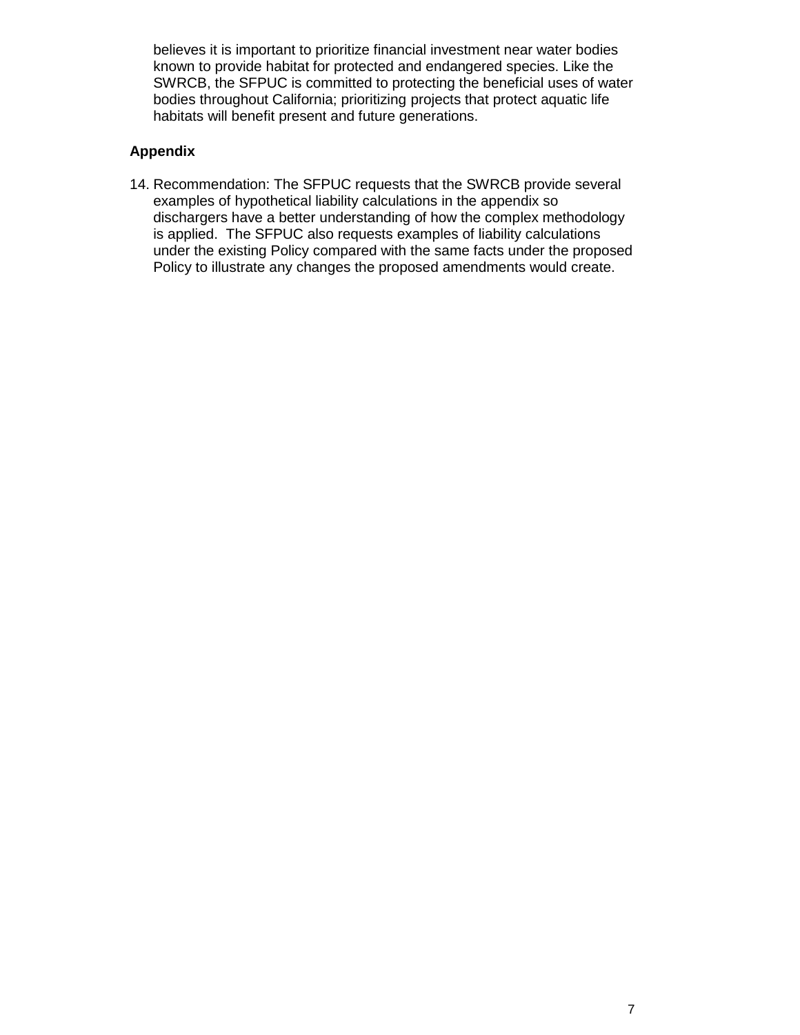believes it is important to prioritize financial investment near water bodies known to provide habitat for protected and endangered species. Like the SWRCB, the SFPUC is committed to protecting the beneficial uses of water bodies throughout California; prioritizing projects that protect aquatic life habitats will benefit present and future generations.

**Appendix**

14. Recommendation: The SFPUC requests that the SWRCB provide several examples of hypothetical liability calculations in the appendix so dischargers have a better understanding of how the complex methodology is applied. The SFPUC also requests examples of liability calculations under the existing Policy compared with the same facts under the proposed Policy to illustrate any changes the proposed amendments would create.